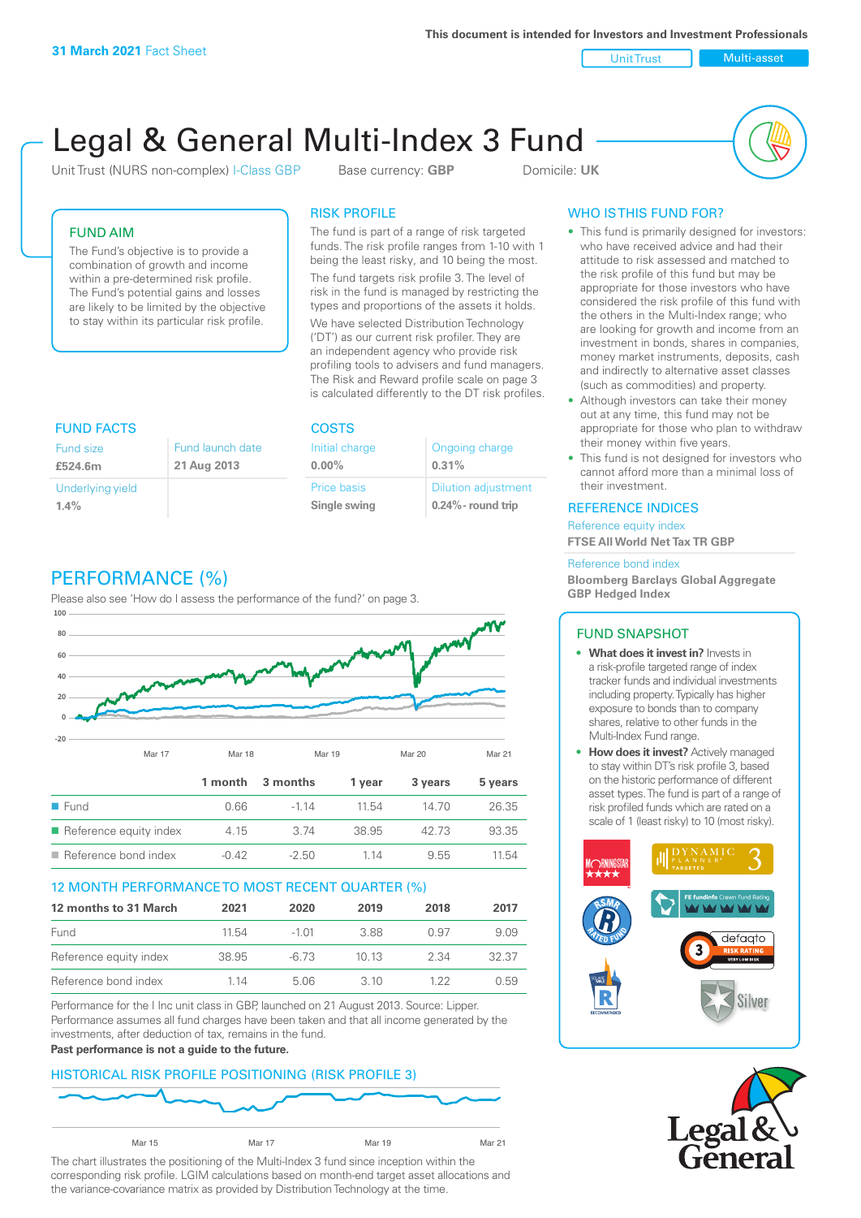**31 March 2021** Fact Sheet

This document is intended for Investors and Investment Professionals

Unit Trust | Multi-asset

# Legal & General Multi-Index 3 Fund

Unit Trust (NURS non-complex) I-Class GBP   Base currency: **GBP**   Domicile: **UK**

## FUND AIM

The Fund's objective is to provide a combination of growth and income within a pre-determined risk profile. The Fund's potential gains and losses are likely to be limited by the objective to stay within its particular risk profile.

## RISK PROFILE

The fund is part of a range of risk targeted funds. The risk profile ranges from 1-10 with 1 being the least risky, and 10 being the most.

The fund targets risk profile 3. The level of risk in the fund is managed by restricting the types and proportions of the assets it holds.

We have selected Distribution Technology ('DT') as our current risk profiler. They are an independent agency who provide risk profiling tools to advisers and fund managers. The Risk and Reward profile scale on page 3 is calculated differently to the DT risk profiles.

## WHO IS THIS FUND FOR?

- This fund is primarily designed for investors: who have received advice and had their attitude to risk assessed and matched to the risk profile of this fund but may be appropriate for those investors who have considered the risk profile of this fund with the others in the Multi-Index range; who are looking for growth and income from an investment in bonds, shares in companies, money market instruments, deposits, cash and indirectly to alternative asset classes (such as commodities) and property.
- Although investors can take their money out at any time, this fund may not be appropriate for those who plan to withdraw their money within five years.
- This fund is not designed for investors who cannot afford more than a minimal loss of their investment.

## FUND FACTS

| Fund size | Fund launch date |
|---|---|
| **£524.6m** | **21 Aug 2013** |
| Underlying yield | |
| **1.4%** | |

## COSTS

| Initial charge | Ongoing charge |
|---|---|
| **0.00%** | **0.31%** |
| Price basis | Dilution adjustment |
| **Single swing** | **0.24%- round trip** |

## REFERENCE INDICES

Reference equity index
**FTSE All World Net Tax TR GBP**

Reference bond index
**Bloomberg Barclays Global Aggregate GBP Hedged Index**

## PERFORMANCE (%)

Please also see 'How do I assess the performance of the fund?' on page 3.

| | 1 month | 3 months | 1 year | 3 years | 5 years |
|---|---|---|---|---|---|
| Fund | 0.66 | -1.14 | 11.54 | 14.70 | 26.35 |
| Reference equity index | 4.15 | 3.74 | 38.95 | 42.73 | 93.35 |
| Reference bond index | -0.42 | -2.50 | 1.14 | 9.55 | 11.54 |

## 12 MONTH PERFORMANCE TO MOST RECENT QUARTER (%)

| 12 months to 31 March | 2021 | 2020 | 2019 | 2018 | 2017 |
|---|---|---|---|---|---|
| Fund | 11.54 | -1.01 | 3.88 | 0.97 | 9.09 |
| Reference equity index | 38.95 | -6.73 | 10.13 | 2.34 | 32.37 |
| Reference bond index | 1.14 | 5.06 | 3.10 | 1.22 | 0.59 |

Performance for the I Inc unit class in GBP, launched on 21 August 2013. Source: Lipper. Performance assumes all fund charges have been taken and that all income generated by the investments, after deduction of tax, remains in the fund.

**Past performance is not a guide to the future.**

## HISTORICAL RISK PROFILE POSITIONING (RISK PROFILE 3)

The chart illustrates the positioning of the Multi-Index 3 fund since inception within the corresponding risk profile. LGIM calculations based on month-end target asset allocations and the variance-covariance matrix as provided by Distribution Technology at the time.

## FUND SNAPSHOT

- **What does it invest in?** Invests in a risk-profile targeted range of index tracker funds and individual investments including property. Typically has higher exposure to bonds than to company shares, relative to other funds in the Multi-Index Fund range.
- **How does it invest?** Actively managed to stay within DT's risk profile 3, based on the historic performance of different asset types. The fund is part of a range of risk profiled funds which are rated on a scale of 1 (least risky) to 10 (most risky).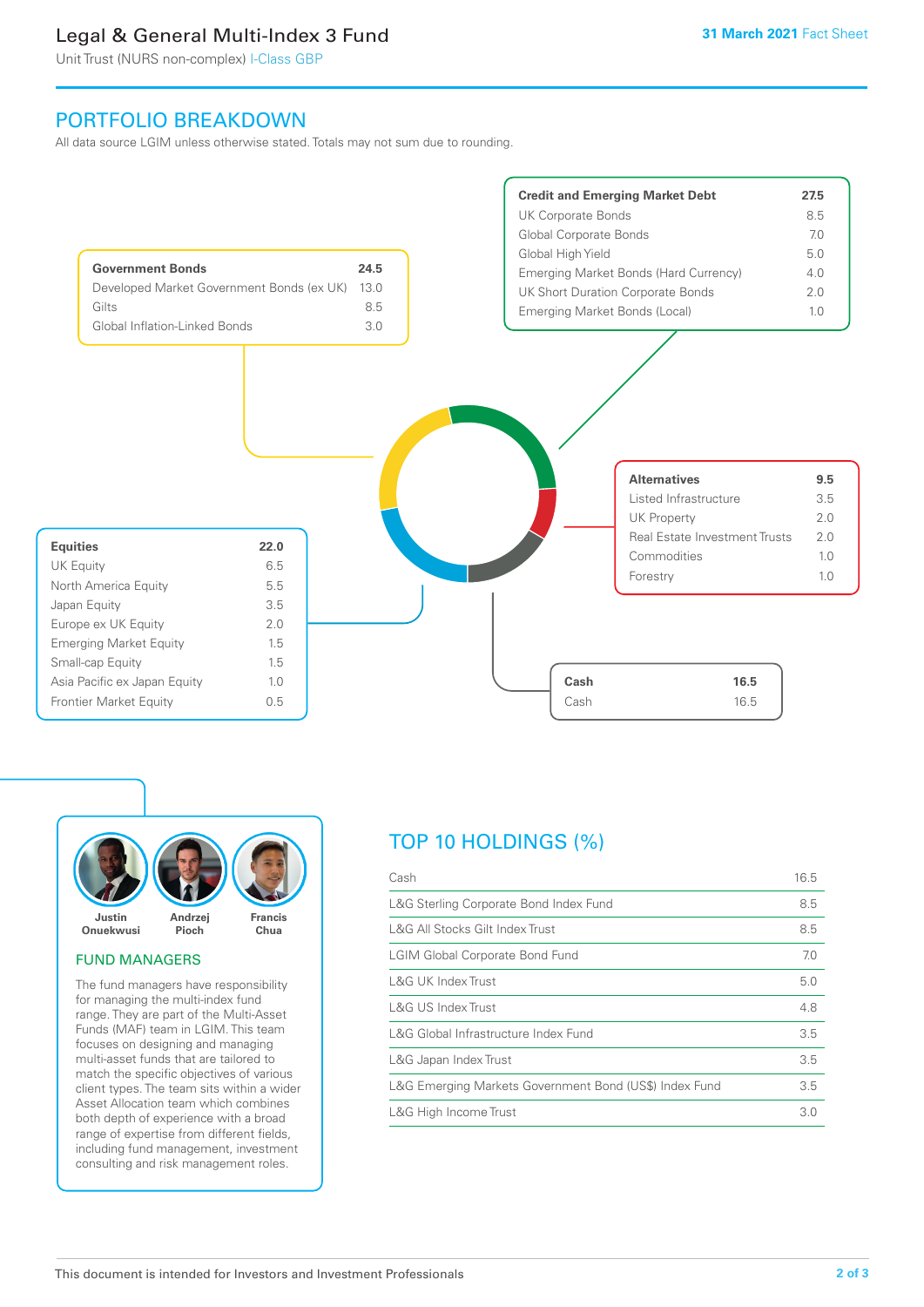# Legal & General Multi-Index 3 Fund

Unit Trust (NURS non-complex) I-Class GBP

**31 March 2021** Fact Sheet

## PORTFOLIO BREAKDOWN

All data source LGIM unless otherwise stated. Totals may not sum due to rounding.

| Government Bonds | 24.5 |
|---|---|
| Developed Market Government Bonds (ex UK) | 13.0 |
| Gilts | 8.5 |
| Global Inflation-Linked Bonds | 3.0 |

| Credit and Emerging Market Debt | 27.5 |
|---|---|
| UK Corporate Bonds | 8.5 |
| Global Corporate Bonds | 7.0 |
| Global High Yield | 5.0 |
| Emerging Market Bonds (Hard Currency) | 4.0 |
| UK Short Duration Corporate Bonds | 2.0 |
| Emerging Market Bonds (Local) | 1.0 |

| Alternatives | 9.5 |
|---|---|
| Listed Infrastructure | 3.5 |
| UK Property | 2.0 |
| Real Estate Investment Trusts | 2.0 |
| Commodities | 1.0 |
| Forestry | 1.0 |

| Equities | 22.0 |
|---|---|
| UK Equity | 6.5 |
| North America Equity | 5.5 |
| Japan Equity | 3.5 |
| Europe ex UK Equity | 2.0 |
| Emerging Market Equity | 1.5 |
| Small-cap Equity | 1.5 |
| Asia Pacific ex Japan Equity | 1.0 |
| Frontier Market Equity | 0.5 |

| Cash | 16.5 |
|---|---|
| Cash | 16.5 |

Justin Onuekwusi, Andrzej Pioch, Francis Chua

### FUND MANAGERS

The fund managers have responsibility for managing the multi-index fund range. They are part of the Multi-Asset Funds (MAF) team in LGIM. This team focuses on designing and managing multi-asset funds that are tailored to match the specific objectives of various client types. The team sits within a wider Asset Allocation team which combines both depth of experience with a broad range of expertise from different fields, including fund management, investment consulting and risk management roles.

## TOP 10 HOLDINGS (%)

| Holding | % |
|---|---|
| Cash | 16.5 |
| L&G Sterling Corporate Bond Index Fund | 8.5 |
| L&G All Stocks Gilt Index Trust | 8.5 |
| LGIM Global Corporate Bond Fund | 7.0 |
| L&G UK Index Trust | 5.0 |
| L&G US Index Trust | 4.8 |
| L&G Global Infrastructure Index Fund | 3.5 |
| L&G Japan Index Trust | 3.5 |
| L&G Emerging Markets Government Bond (US$) Index Fund | 3.5 |
| L&G High Income Trust | 3.0 |

This document is intended for Investors and Investment Professionals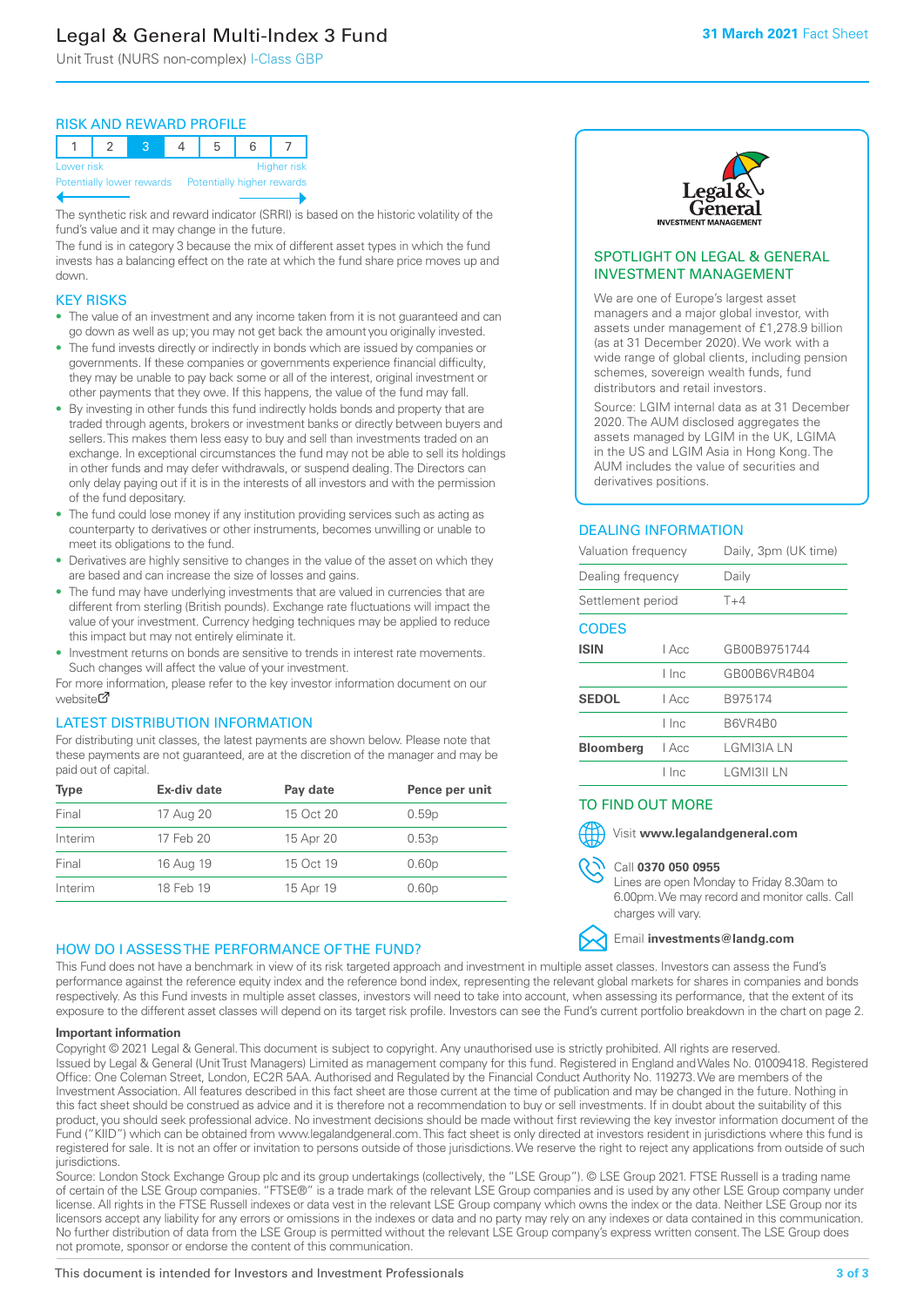# Legal & General Multi-Index 3 Fund

Unit Trust (NURS non-complex) I-Class GBP

31 March 2021 Fact Sheet

## RISK AND REWARD PROFILE

| 1 | 2 | 3 | 4 | 5 | 6 | 7 |
|---|---|---|---|---|---|---|

Lower risk — Higher risk

Potentially lower rewards — Potentially higher rewards

The synthetic risk and reward indicator (SRRI) is based on the historic volatility of the fund's value and it may change in the future.

The fund is in category 3 because the mix of different asset types in which the fund invests has a balancing effect on the rate at which the fund share price moves up and down.

## KEY RISKS

- The value of an investment and any income taken from it is not guaranteed and can go down as well as up; you may not get back the amount you originally invested.
- The fund invests directly or indirectly in bonds which are issued by companies or governments. If these companies or governments experience financial difficulty, they may be unable to pay back some or all of the interest, original investment or other payments that they owe. If this happens, the value of the fund may fall.
- By investing in other funds this fund indirectly holds bonds and property that are traded through agents, brokers or investment banks or directly between buyers and sellers. This makes them less easy to buy and sell than investments traded on an exchange. In exceptional circumstances the fund may not be able to sell its holdings in other funds and may defer withdrawals, or suspend dealing. The Directors can only delay paying out if it is in the interests of all investors and with the permission of the fund depositary.
- The fund could lose money if any institution providing services such as acting as counterparty to derivatives or other instruments, becomes unwilling or unable to meet its obligations to the fund.
- Derivatives are highly sensitive to changes in the value of the asset on which they are based and can increase the size of losses and gains.
- The fund may have underlying investments that are valued in currencies that are different from sterling (British pounds). Exchange rate fluctuations will impact the value of your investment. Currency hedging techniques may be applied to reduce this impact but may not entirely eliminate it.
- Investment returns on bonds are sensitive to trends in interest rate movements. Such changes will affect the value of your investment.

For more information, please refer to the key investor information document on our website

## LATEST DISTRIBUTION INFORMATION

For distributing unit classes, the latest payments are shown below. Please note that these payments are not guaranteed, are at the discretion of the manager and may be paid out of capital.

| Type | Ex-div date | Pay date | Pence per unit |
|---|---|---|---|
| Final | 17 Aug 20 | 15 Oct 20 | 0.59p |
| Interim | 17 Feb 20 | 15 Apr 20 | 0.53p |
| Final | 16 Aug 19 | 15 Oct 19 | 0.60p |
| Interim | 18 Feb 19 | 15 Apr 19 | 0.60p |

## SPOTLIGHT ON LEGAL & GENERAL INVESTMENT MANAGEMENT

We are one of Europe's largest asset managers and a major global investor, with assets under management of £1,278.9 billion (as at 31 December 2020). We work with a wide range of global clients, including pension schemes, sovereign wealth funds, fund distributors and retail investors.

Source: LGIM internal data as at 31 December 2020. The AUM disclosed aggregates the assets managed by LGIM in the UK, LGIMA in the US and LGIM Asia in Hong Kong. The AUM includes the value of securities and derivatives positions.

## DEALING INFORMATION

| | |
|---|---|
| Valuation frequency | Daily, 3pm (UK time) |
| Dealing frequency | Daily |
| Settlement period | T+4 |

## CODES

| | | |
|---|---|---|
| **ISIN** | I Acc | GB00B9751744 |
| | I Inc | GB00B6VR4B04 |
| **SEDOL** | I Acc | B975174 |
| | I Inc | B6VR4B0 |
| **Bloomberg** | I Acc | LGMI3IA LN |
| | I Inc | LGMI3II LN |

## TO FIND OUT MORE

Visit **www.legalandgeneral.com**

Call **0370 050 0955**
Lines are open Monday to Friday 8.30am to 6.00pm. We may record and monitor calls. Call charges will vary.

Email **investments@landg.com**

## HOW DO I ASSESS THE PERFORMANCE OF THE FUND?

This Fund does not have a benchmark in view of its risk targeted approach and investment in multiple asset classes. Investors can assess the Fund's performance against the reference equity index and the reference bond index, representing the relevant global markets for shares in companies and bonds respectively. As this Fund invests in multiple asset classes, investors will need to take into account, when assessing its performance, that the extent of its exposure to the different asset classes will depend on its target risk profile. Investors can see the Fund's current portfolio breakdown in the chart on page 2.

**Important information**

Copyright © 2021 Legal & General. This document is subject to copyright. Any unauthorised use is strictly prohibited. All rights are reserved.
Issued by Legal & General (Unit Trust Managers) Limited as management company for this fund. Registered in England and Wales No. 01009418. Registered Office: One Coleman Street, London, EC2R 5AA. Authorised and Regulated by the Financial Conduct Authority No. 119273. We are members of the Investment Association. All features described in this fact sheet are those current at the time of publication and may be changed in the future. Nothing in this fact sheet should be construed as advice and it is therefore not a recommendation to buy or sell investments. If in doubt about the suitability of this product, you should seek professional advice. No investment decisions should be made without first reviewing the key investor information document of the Fund ("KIID") which can be obtained from www.legalandgeneral.com. This fact sheet is only directed at investors resident in jurisdictions where this fund is registered for sale. It is not an offer or invitation to persons outside of those jurisdictions. We reserve the right to reject any applications from outside of such jurisdictions.
Source: London Stock Exchange Group plc and its group undertakings (collectively, the "LSE Group"). © LSE Group 2021. FTSE Russell is a trading name of certain of the LSE Group companies. "FTSE®" is a trade mark of the relevant LSE Group companies and is used by any other LSE Group company under license. All rights in the FTSE Russell indexes or data vest in the relevant LSE Group company which owns the index or the data. Neither LSE Group nor its licensors accept any liability for any errors or omissions in the indexes or data and no party may rely on any indexes or data contained in this communication. No further distribution of data from the LSE Group is permitted without the relevant LSE Group company's express written consent. The LSE Group does not promote, sponsor or endorse the content of this communication.

This document is intended for Investors and Investment Professionals